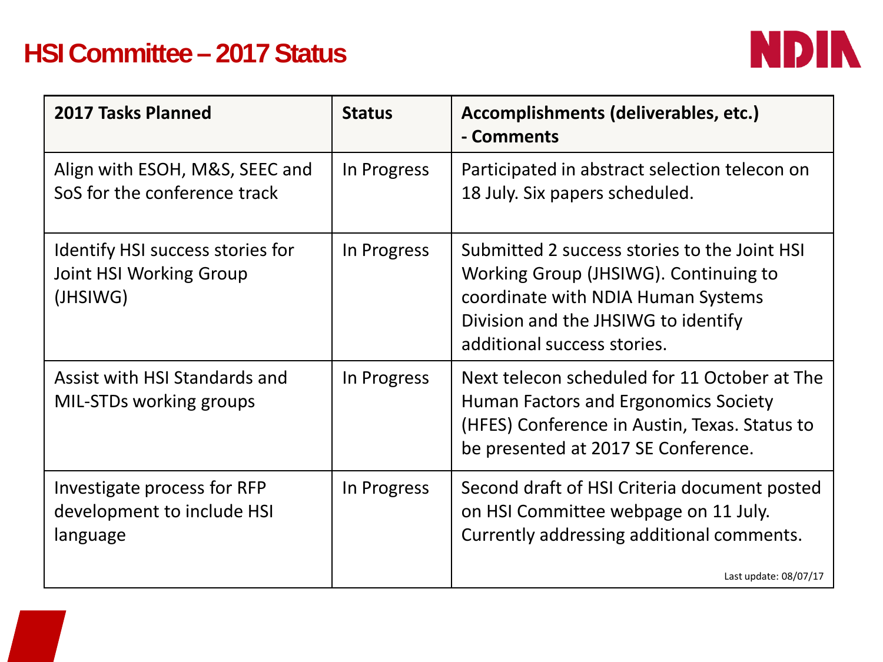# HSI Committee – 2017 Status

| 2017 Tasks Planned | Status | Accomplishments (deliverables, etc.) - Comments |
|---|---|---|
| Align with ESOH, M&S, SEEC and SoS for the conference track | In Progress | Participated in abstract selection telecon on 18 July. Six papers scheduled. |
| Identify HSI success stories for Joint HSI Working Group (JHSIWG) | In Progress | Submitted 2 success stories to the Joint HSI Working Group (JHSIWG). Continuing to coordinate with NDIA Human Systems Division and the JHSIWG to identify additional success stories. |
| Assist with HSI Standards and MIL-STDs working groups | In Progress | Next telecon scheduled for 11 October at The Human Factors and Ergonomics Society (HFES) Conference in Austin, Texas. Status to be presented at 2017 SE Conference. |
| Investigate process for RFP development to include HSI language | In Progress | Second draft of HSI Criteria document posted on HSI Committee webpage on 11 July. Currently addressing additional comments. Last update: 08/07/17 |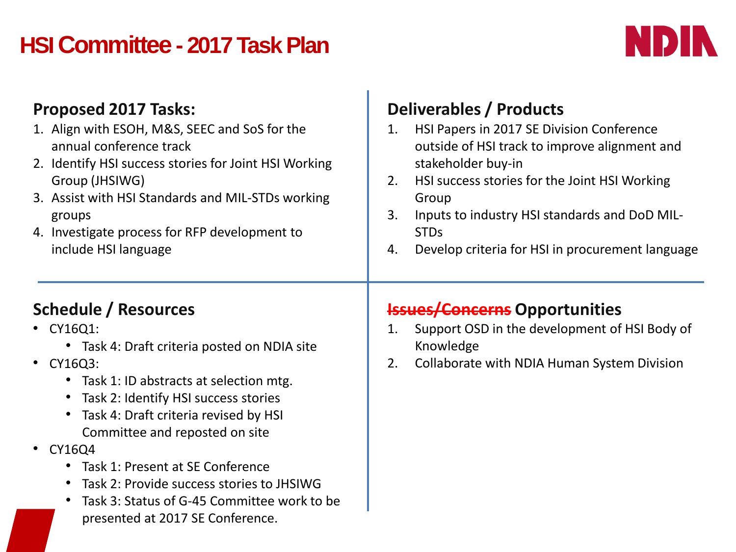# HSI Committee - 2017 Task Plan

## Proposed 2017 Tasks:

1. Align with ESOH, M&S, SEEC and SoS for the annual conference track
2. Identify HSI success stories for Joint HSI Working Group (JHSIWG)
3. Assist with HSI Standards and MIL-STDs working groups
4. Investigate process for RFP development to include HSI language

## Deliverables / Products

1. HSI Papers in 2017 SE Division Conference outside of HSI track to improve alignment and stakeholder buy-in
2. HSI success stories for the Joint HSI Working Group
3. Inputs to industry HSI standards and DoD MIL-STDs
4. Develop criteria for HSI in procurement language

## Schedule / Resources

- CY16Q1:
  - Task 4: Draft criteria posted on NDIA site
- CY16Q3:
  - Task 1: ID abstracts at selection mtg.
  - Task 2: Identify HSI success stories
  - Task 4: Draft criteria revised by HSI Committee and reposted on site
- CY16Q4
  - Task 1: Present at SE Conference
  - Task 2: Provide success stories to JHSIWG
  - Task 3: Status of G-45 Committee work to be presented at 2017 SE Conference.

## ~~Issues/Concerns~~ Opportunities

1. Support OSD in the development of HSI Body of Knowledge
2. Collaborate with NDIA Human System Division